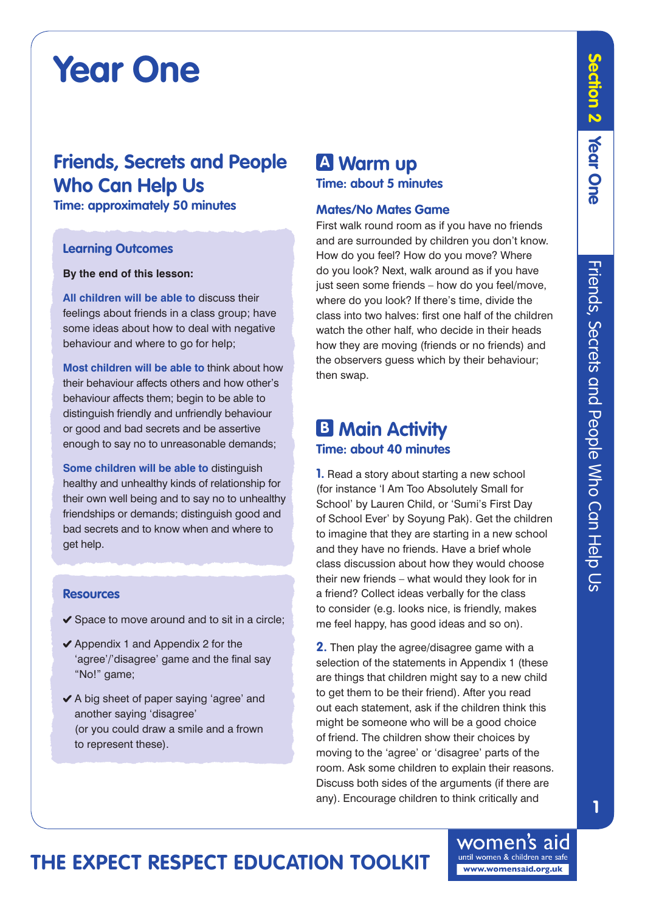# Year One

## Friends, Secrets and People Who Can Help Us

**Time: approximately 50 minutes**

### Learning Outcomes

**By the end of this lesson:**

**All children will be able to** discuss their feelings about friends in a class group; have some ideas about how to deal with negative behaviour and where to go for help;

**Most children will be able to** think about how their behaviour affects others and how other's behaviour affects them; begin to be able to distinguish friendly and unfriendly behaviour or good and bad secrets and be assertive enough to say no to unreasonable demands;

**Some children will be able to** distinguish healthy and unhealthy kinds of relationship for their own well being and to say no to unhealthy friendships or demands; distinguish good and bad secrets and to know when and where to get help.

### Resources

- ✔ Space to move around and to sit in a circle;
- ✔ Appendix 1 and Appendix 2 for the 'agree'/'disagree' game and the final say "No!" game;
- ✔ A big sheet of paper saying 'agree' and another saying 'disagree' (or you could draw a smile and a frown to represent these).

## A Warm up

**Time: about 5 minutes**

### Mates/No Mates Game

First walk round room as if you have no friends and are surrounded by children you don't know. How do you feel? How do you move? Where do you look? Next, walk around as if you have just seen some friends – how do you feel/move, where do you look? If there's time, divide the class into two halves: first one half of the children watch the other half, who decide in their heads how they are moving (friends or no friends) and the observers guess which by their behaviour; then swap.

## B Main Activity

**Time: about 40 minutes**

**1.** Read a story about starting a new school (for instance 'I Am Too Absolutely Small for School' by Lauren Child, or 'Sumi's First Day of School Ever' by Soyung Pak). Get the children to imagine that they are starting in a new school and they have no friends. Have a brief whole class discussion about how they would choose their new friends – what would they look for in a friend? Collect ideas verbally for the class to consider (e.g. looks nice, is friendly, makes me feel happy, has good ideas and so on).

**2.** Then play the agree/disagree game with a selection of the statements in Appendix 1 (these are things that children might say to a new child to get them to be their friend). After you read out each statement, ask if the children think this might be someone who will be a good choice of friend. The children show their choices by moving to the 'agree' or 'disagree' parts of the room. Ask some children to explain their reasons. Discuss both sides of the arguments (if there are any). Encourage children to think critically and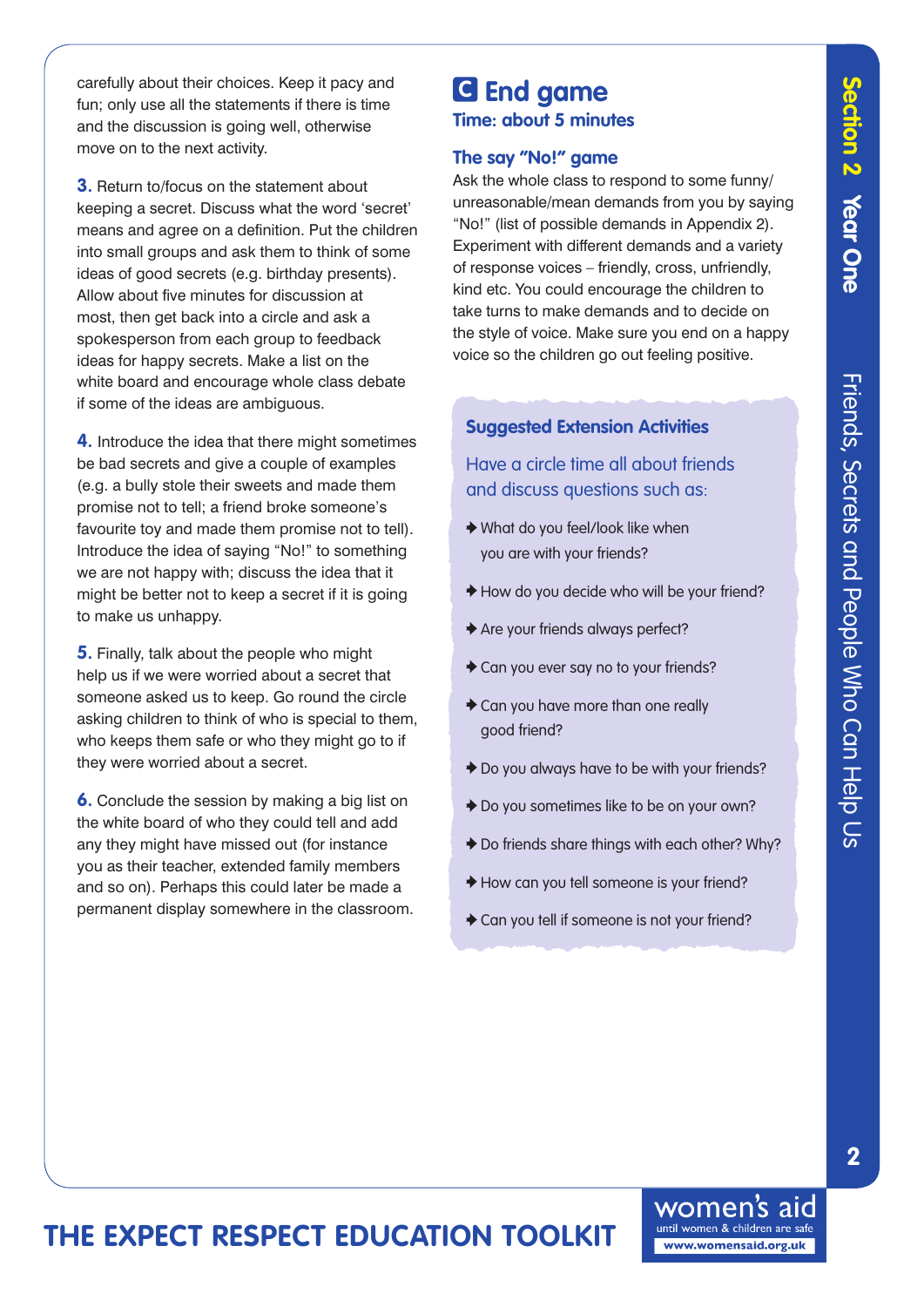carefully about their choices. Keep it pacy and fun; only use all the statements if there is time and the discussion is going well, otherwise move on to the next activity.

**3.** Return to/focus on the statement about keeping a secret. Discuss what the word 'secret' means and agree on a definition. Put the children into small groups and ask them to think of some ideas of good secrets (e.g. birthday presents). Allow about five minutes for discussion at most, then get back into a circle and ask a spokesperson from each group to feedback ideas for happy secrets. Make a list on the white board and encourage whole class debate if some of the ideas are ambiguous.

**4.** Introduce the idea that there might sometimes be bad secrets and give a couple of examples (e.g. a bully stole their sweets and made them promise not to tell; a friend broke someone's favourite toy and made them promise not to tell). Introduce the idea of saying "No!" to something we are not happy with; discuss the idea that it might be better not to keep a secret if it is going to make us unhappy.

**5.** Finally, talk about the people who might help us if we were worried about a secret that someone asked us to keep. Go round the circle asking children to think of who is special to them, who keeps them safe or who they might go to if they were worried about a secret.

**6.** Conclude the session by making a big list on the white board of who they could tell and add any they might have missed out (for instance you as their teacher, extended family members and so on). Perhaps this could later be made a permanent display somewhere in the classroom.

## C End game

**Time: about 5 minutes**

### The say "No!" game

Ask the whole class to respond to some funny/unreasonable/mean demands from you by saying "No!" (list of possible demands in Appendix 2). Experiment with different demands and a variety of response voices – friendly, cross, unfriendly, kind etc. You could encourage the children to take turns to make demands and to decide on the style of voice. Make sure you end on a happy voice so the children go out feeling positive.

### Suggested Extension Activities

Have a circle time all about friends and discuss questions such as:

- What do you feel/look like when you are with your friends?
- How do you decide who will be your friend?
- Are your friends always perfect?
- Can you ever say no to your friends?
- Can you have more than one really good friend?
- Do you always have to be with your friends?
- Do you sometimes like to be on your own?
- Do friends share things with each other? Why?
- How can you tell someone is your friend?
- Can you tell if someone is not your friend?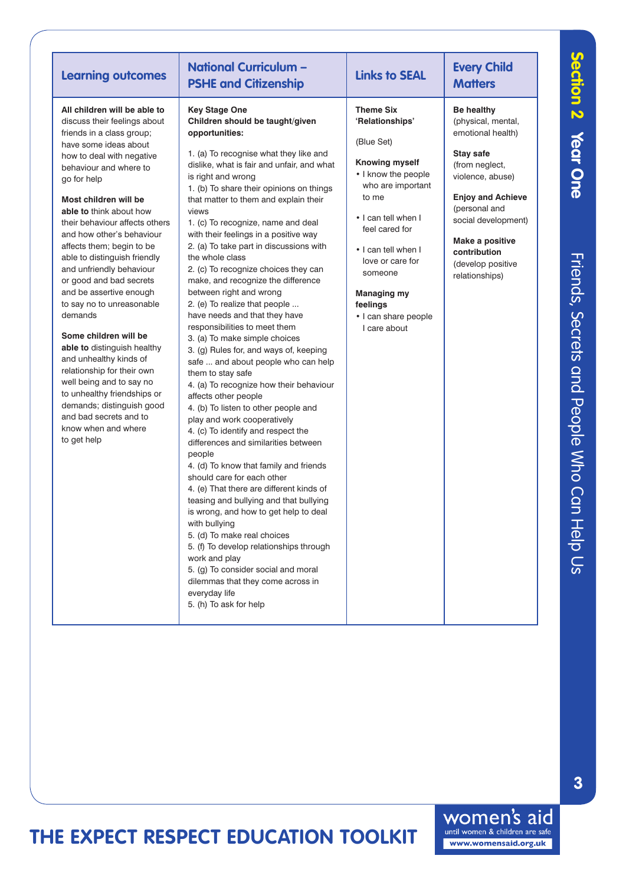| Learning outcomes | National Curriculum – PSHE and Citizenship | Links to SEAL | Every Child Matters |
|---|---|---|---|
| **All children will be able to** discuss their feelings about friends in a class group; have some ideas about how to deal with negative behaviour and where to go for help<br><br>**Most children will be able to** think about how their behaviour affects others and how other's behaviour affects them; begin to be able to distinguish friendly and unfriendly behaviour or good and bad secrets and be assertive enough to say no to unreasonable demands<br><br>**Some children will be able to** distinguish healthy and unhealthy kinds of relationship for their own well being and to say no to unhealthy friendships or demands; distinguish good and bad secrets and to know when and where to get help | **Key Stage One**<br>**Children should be taught/given opportunities:**<br><br>1. (a) To recognise what they like and dislike, what is fair and unfair, and what is right and wrong<br>1. (b) To share their opinions on things that matter to them and explain their views<br>1. (c) To recognize, name and deal with their feelings in a positive way<br>2. (a) To take part in discussions with the whole class<br>2. (c) To recognize choices they can make, and recognize the difference between right and wrong<br>2. (e) To realize that people ... have needs and that they have responsibilities to meet them<br>3. (a) To make simple choices<br>3. (g) Rules for, and ways of, keeping safe ... and about people who can help them to stay safe<br>4. (a) To recognize how their behaviour affects other people<br>4. (b) To listen to other people and play and work cooperatively<br>4. (c) To identify and respect the differences and similarities between people<br>4. (d) To know that family and friends should care for each other<br>4. (e) That there are different kinds of teasing and bullying and that bullying is wrong, and how to get help to deal with bullying<br>5. (d) To make real choices<br>5. (f) To develop relationships through work and play<br>5. (g) To consider social and moral dilemmas that they come across in everyday life<br>5. (h) To ask for help | **Theme Six 'Relationships'**<br><br>(Blue Set)<br><br>**Knowing myself**<br>• I know the people who are important to me<br>• I can tell when I feel cared for<br>• I can tell when I love or care for someone<br><br>**Managing my feelings**<br>• I can share people I care about | **Be healthy** (physical, mental, emotional health)<br><br>**Stay safe** (from neglect, violence, abuse)<br><br>**Enjoy and Achieve** (personal and social development)<br><br>**Make a positive contribution** (develop positive relationships) |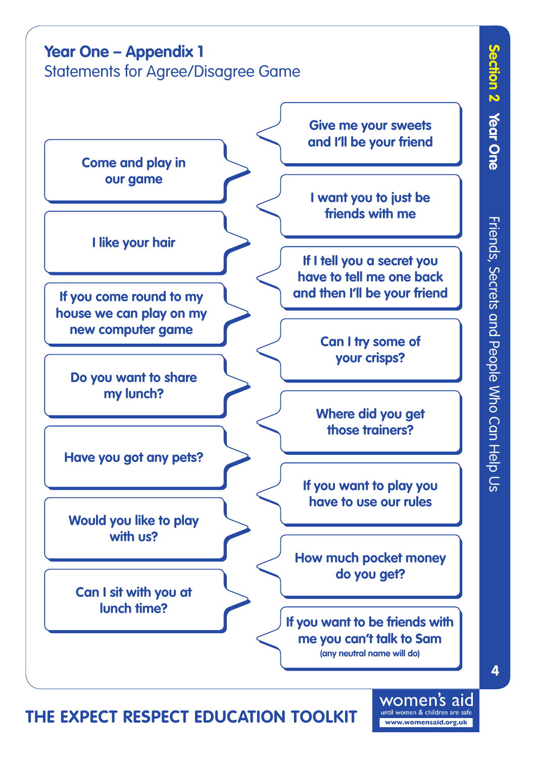## Year One – Appendix 1

Statements for Agree/Disagree Game

- Come and play in our game
- I like your hair
- If you come round to my house we can play on my new computer game
- Do you want to share my lunch?
- Have you got any pets?
- Would you like to play with us?
- Can I sit with you at lunch time?
- Give me your sweets and I'll be your friend
- I want you to just be friends with me
- If I tell you a secret you have to tell me one back and then I'll be your friend
- Can I try some of your crisps?
- Where did you get those trainers?
- If you want to play you have to use our rules
- How much pocket money do you get?
- If you want to be friends with me you can't talk to Sam (any neutral name will do)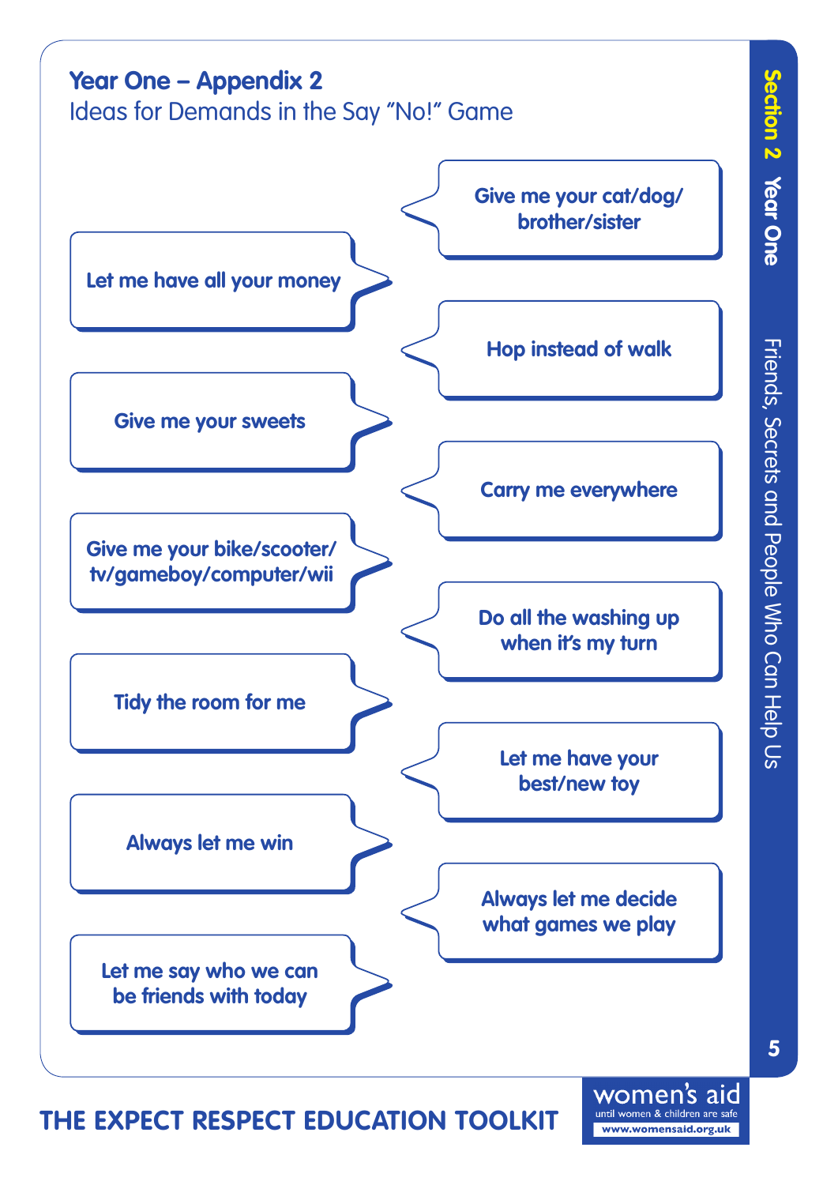# Year One – Appendix 2

## Ideas for Demands in the Say "No!" Game

- Let me have all your money
- Give me your cat/dog/ brother/sister
- Hop instead of walk
- Give me your sweets
- Carry me everywhere
- Give me your bike/scooter/ tv/gameboy/computer/wii
- Do all the washing up when it's my turn
- Tidy the room for me
- Let me have your best/new toy
- Always let me win
- Always let me decide what games we play
- Let me say who we can be friends with today